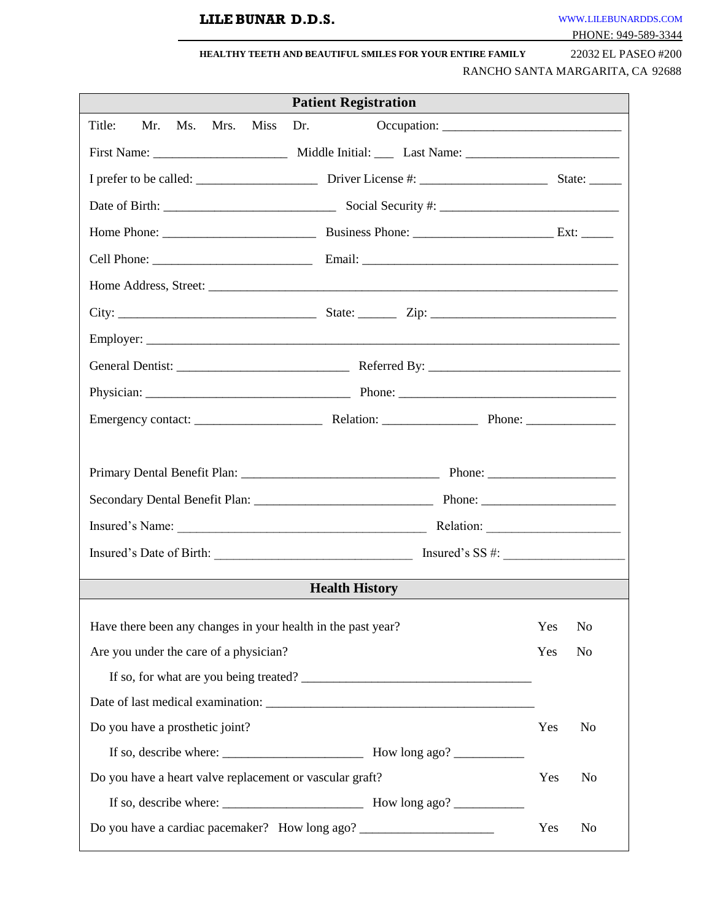**LILE BUNAR D.D.S.**

WWW.LILEBUNARDDS.COM
PHONE: 949-589-3344

**HEALTHY TEETH AND BEAUTIFUL SMILES FOR YOUR ENTIRE FAMILY**

22032 EL PASEO #200
RANCHO SANTA MARGARITA, CA 92688

## Patient Registration

Title: Mr. Ms. Mrs. Miss Dr. Occupation: ___________________________

First Name: ____________________ Middle Initial: ___ Last Name: _______________________

I prefer to be called: __________________ Driver License #: ___________________ State: _____

Date of Birth: __________________________ Social Security #: ___________________________

Home Phone: _______________________ Business Phone: _____________________ Ext: _____

Cell Phone: ________________________ Email: _______________________________________

Home Address, Street: _______________________________________________________________

City: ______________________________ State: ______ Zip: ____________________________

Employer: _________________________________________________________________________

General Dentist: __________________________ Referred By: _____________________________

Physician: _______________________________ Phone: _________________________________

Emergency contact: ___________________ Relation: ______________ Phone: ______________

Primary Dental Benefit Plan: ______________________________ Phone: ___________________

Secondary Dental Benefit Plan: ___________________________ Phone: ____________________

Insured's Name: ______________________________________ Relation: ____________________

Insured's Date of Birth: ______________________________ Insured's SS #: __________________

## Health History

Have there been any changes in your health in the past year? Yes No

Are you under the care of a physician? Yes No

If so, for what are you being treated? ___________________________________

Date of last medical examination: ________________________________________

Do you have a prosthetic joint? Yes No

If so, describe where: _____________________ How long ago? __________

Do you have a heart valve replacement or vascular graft? Yes No

If so, describe where: _____________________ How long ago? __________

Do you have a cardiac pacemaker? How long ago? ____________________ Yes No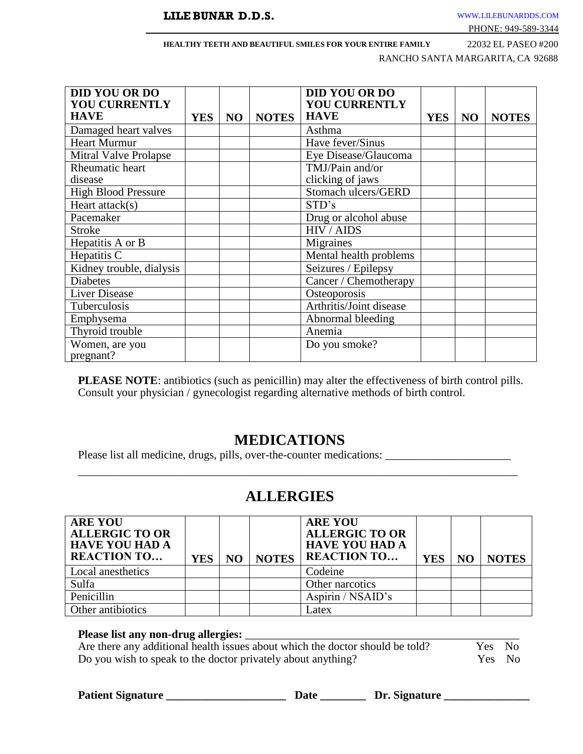**LILE BUNAR D.D.S.**

WWW.LILEBUNARDDS.COM
PHONE: 949-589-3344

**HEALTHY TEETH AND BEAUTIFUL SMILES FOR YOUR ENTIRE FAMILY**

22032 EL PASEO #200
RANCHO SANTA MARGARITA, CA 92688

| DID YOU OR DO YOU CURRENTLY HAVE | YES | NO | NOTES | DID YOU OR DO YOU CURRENTLY HAVE | YES | NO | NOTES |
|---|---|---|---|---|---|---|---|
| Damaged heart valves | | | | Asthma | | | |
| Heart Murmur | | | | Have fever/Sinus | | | |
| Mitral Valve Prolapse | | | | Eye Disease/Glaucoma | | | |
| Rheumatic heart disease | | | | TMJ/Pain and/or clicking of jaws | | | |
| High Blood Pressure | | | | Stomach ulcers/GERD | | | |
| Heart attack(s) | | | | STD's | | | |
| Pacemaker | | | | Drug or alcohol abuse | | | |
| Stroke | | | | HIV / AIDS | | | |
| Hepatitis A or B | | | | Migraines | | | |
| Hepatitis C | | | | Mental health problems | | | |
| Kidney trouble, dialysis | | | | Seizures / Epilepsy | | | |
| Diabetes | | | | Cancer / Chemotherapy | | | |
| Liver Disease | | | | Osteoporosis | | | |
| Tuberculosis | | | | Arthritis/Joint disease | | | |
| Emphysema | | | | Abnormal bleeding | | | |
| Thyroid trouble | | | | Anemia | | | |
| Women, are you pregnant? | | | | Do you smoke? | | | |

**PLEASE NOTE**: antibiotics (such as penicillin) may alter the effectiveness of birth control pills. Consult your physician / gynecologist regarding alternative methods of birth control.

## MEDICATIONS

Please list all medicine, drugs, pills, over-the-counter medications: ______________________

_____________________________________________________________________________

## ALLERGIES

| ARE YOU ALLERGIC TO OR HAVE YOU HAD A REACTION TO… | YES | NO | NOTES | ARE YOU ALLERGIC TO OR HAVE YOU HAD A REACTION TO… | YES | NO | NOTES |
|---|---|---|---|---|---|---|---|
| Local anesthetics | | | | Codeine | | | |
| Sulfa | | | | Other narcotics | | | |
| Penicillin | | | | Aspirin / NSAID's | | | |
| Other antibiotics | | | | Latex | | | |

**Please list any non-drug allergies:** _______________________________________________

Are there any additional health issues about which the doctor should be told? Yes No

Do you wish to speak to the doctor privately about anything? Yes No

**Patient Signature** _____________________ **Date** ________ **Dr. Signature** _______________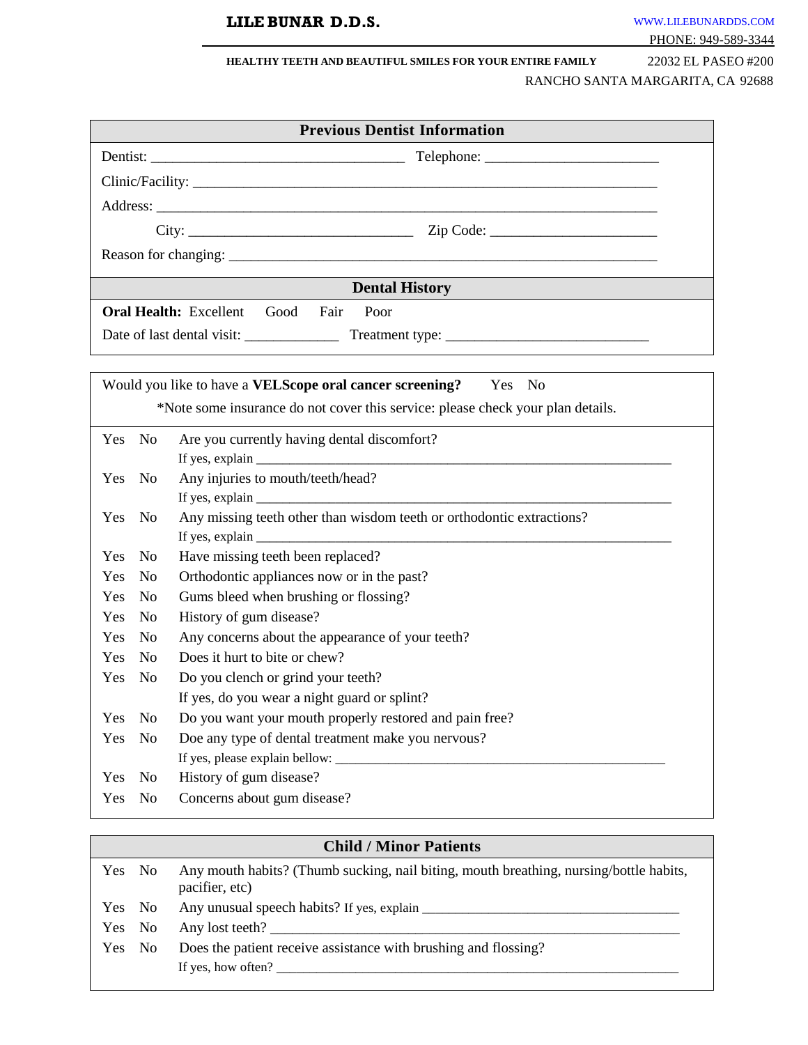**LILE BUNAR D.D.S.**

WWW.LILEBUNARDDS.COM
PHONE: 949-589-3344

**HEALTHY TEETH AND BEAUTIFUL SMILES FOR YOUR ENTIRE FAMILY**

22032 EL PASEO #200
RANCHO SANTA MARGARITA, CA 92688

## Previous Dentist Information

Dentist: ___________________________________ Telephone: ________________________

Clinic/Facility: ________________________________________________________________

Address: ______________________________________________________________________

City: ______________________________ Zip Code: _______________________

Reason for changing: ___________________________________________________________

## Dental History

**Oral Health:** Excellent Good Fair Poor

Date of last dental visit: _____________ Treatment type: ____________________________

Would you like to have a **VELScope oral cancer screening?** Yes No

*Note some insurance do not cover this service: please check your plan details.

Yes No Are you currently having dental discomfort?
If yes, explain _______________________________________________________________

Yes No Any injuries to mouth/teeth/head?
If yes, explain _______________________________________________________________

Yes No Any missing teeth other than wisdom teeth or orthodontic extractions?
If yes, explain _______________________________________________________________

Yes No Have missing teeth been replaced?

Yes No Orthodontic appliances now or in the past?

Yes No Gums bleed when brushing or flossing?

Yes No History of gum disease?

Yes No Any concerns about the appearance of your teeth?

Yes No Does it hurt to bite or chew?

Yes No Do you clench or grind your teeth?
If yes, do you wear a night guard or splint?

Yes No Do you want your mouth properly restored and pain free?

Yes No Doe any type of dental treatment make you nervous?
If yes, please explain bellow: _____________________________________________

Yes No History of gum disease?

Yes No Concerns about gum disease?

## Child / Minor Patients

Yes No Any mouth habits? (Thumb sucking, nail biting, mouth breathing, nursing/bottle habits, pacifier, etc)

Yes No Any unusual speech habits? If yes, explain ___________________________________

Yes No Any lost teeth? ___________________________________________________________

Yes No Does the patient receive assistance with brushing and flossing?
If yes, how often? _______________________________________________________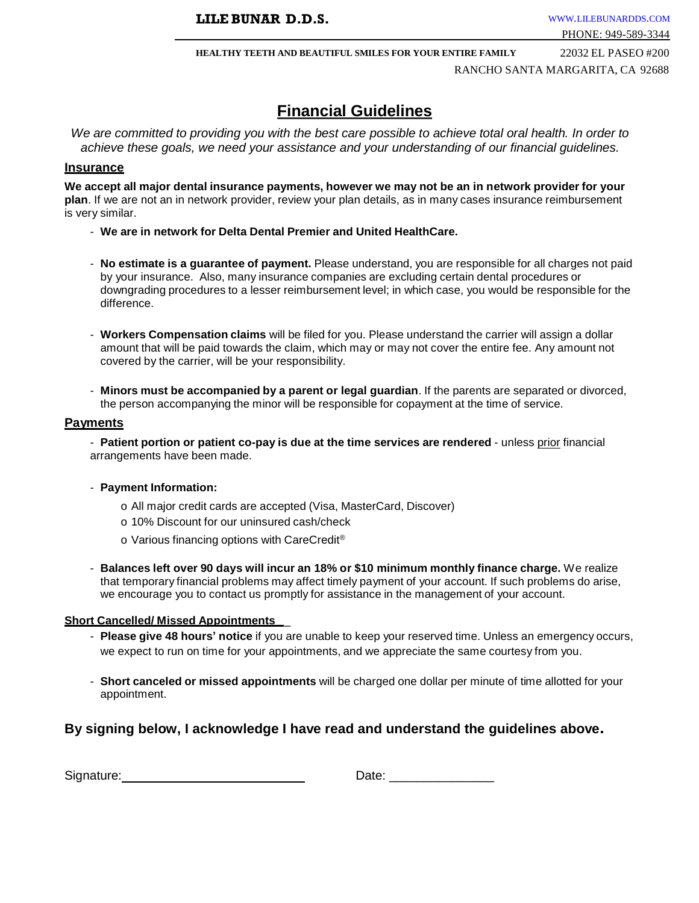**LILE BUNAR D.D.S.**

WWW.LILEBUNARDDS.COM

PHONE: 949-589-3344

**HEALTHY TEETH AND BEAUTIFUL SMILES FOR YOUR ENTIRE FAMILY**

22032 EL PASEO #200

RANCHO SANTA MARGARITA, CA 92688

# Financial Guidelines

*We are committed to providing you with the best care possible to achieve total oral health. In order to achieve these goals, we need your assistance and your understanding of our financial guidelines.*

## Insurance

**We accept all major dental insurance payments, however we may not be an in network provider for your plan**. If we are not an in network provider, review your plan details, as in many cases insurance reimbursement is very similar.

- **We are in network for Delta Dental Premier and United HealthCare.**

- **No estimate is a guarantee of payment.** Please understand, you are responsible for all charges not paid by your insurance. Also, many insurance companies are excluding certain dental procedures or downgrading procedures to a lesser reimbursement level; in which case, you would be responsible for the difference.

- **Workers Compensation claims** will be filed for you. Please understand the carrier will assign a dollar amount that will be paid towards the claim, which may or may not cover the entire fee. Any amount not covered by the carrier, will be your responsibility.

- **Minors must be accompanied by a parent or legal guardian**. If the parents are separated or divorced, the person accompanying the minor will be responsible for copayment at the time of service.

## Payments

- **Patient portion or patient co-pay is due at the time services are rendered** - unless prior financial arrangements have been made.

- **Payment Information:**
  - All major credit cards are accepted (Visa, MasterCard, Discover)
  - 10% Discount for our uninsured cash/check
  - Various financing options with CareCredit®

- **Balances left over 90 days will incur an 18% or $10 minimum monthly finance charge.** We realize that temporary financial problems may affect timely payment of your account. If such problems do arise, we encourage you to contact us promptly for assistance in the management of your account.

### Short Cancelled/ Missed Appointments

- **Please give 48 hours' notice** if you are unable to keep your reserved time. Unless an emergency occurs, we expect to run on time for your appointments, and we appreciate the same courtesy from you.

- **Short canceled or missed appointments** will be charged one dollar per minute of time allotted for your appointment.

### By signing below, I acknowledge I have read and understand the guidelines above.

Signature: ____________________________ Date: _______________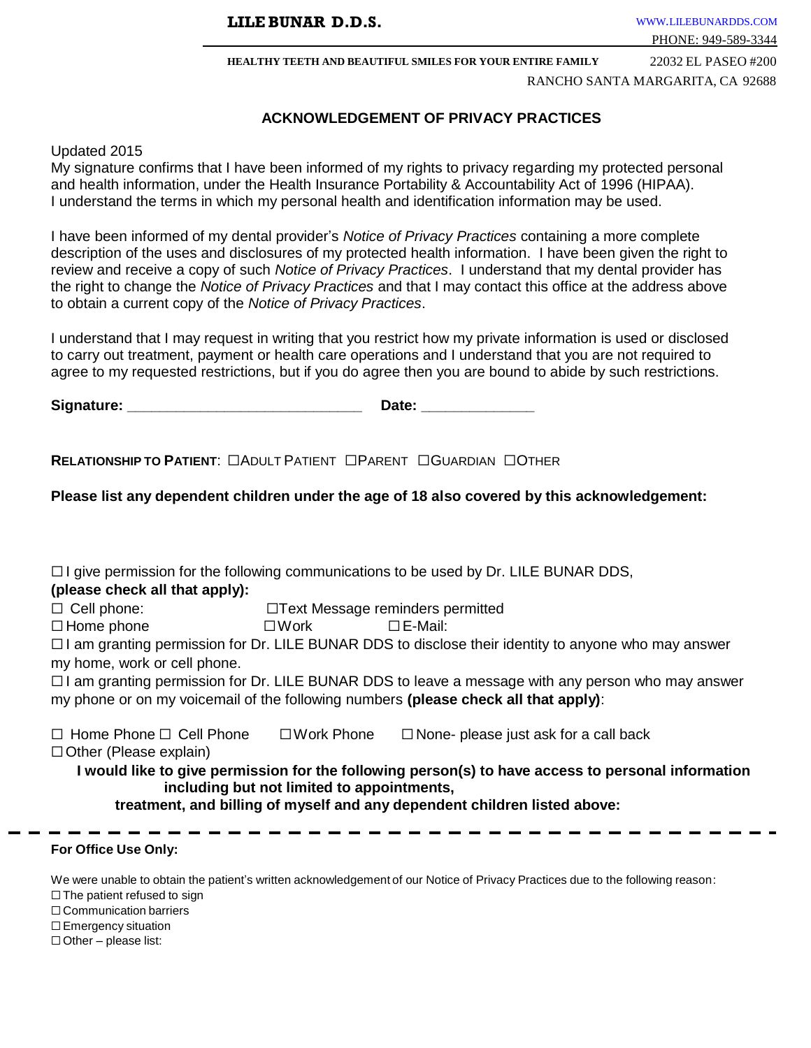**LILE BUNAR D.D.S.**

WWW.LILEBUNARDDS.COM
PHONE: 949-589-3344

**HEALTHY TEETH AND BEAUTIFUL SMILES FOR YOUR ENTIRE FAMILY**

22032 EL PASEO #200
RANCHO SANTA MARGARITA, CA 92688

## ACKNOWLEDGEMENT OF PRIVACY PRACTICES

Updated 2015
My signature confirms that I have been informed of my rights to privacy regarding my protected personal and health information, under the Health Insurance Portability & Accountability Act of 1996 (HIPAA). I understand the terms in which my personal health and identification information may be used.

I have been informed of my dental provider's *Notice of Privacy Practices* containing a more complete description of the uses and disclosures of my protected health information. I have been given the right to review and receive a copy of such *Notice of Privacy Practices*. I understand that my dental provider has the right to change the *Notice of Privacy Practices* and that I may contact this office at the address above to obtain a current copy of the *Notice of Privacy Practices*.

I understand that I may request in writing that you restrict how my private information is used or disclosed to carry out treatment, payment or health care operations and I understand that you are not required to agree to my requested restrictions, but if you do agree then you are bound to abide by such restrictions.

**Signature: ____________________________** **Date: ______________**

**RELATIONSHIP TO PATIENT**: ☐ADULT PATIENT ☐PARENT ☐GUARDIAN ☐OTHER

**Please list any dependent children under the age of 18 also covered by this acknowledgement:**

☐ I give permission for the following communications to be used by Dr. LILE BUNAR DDS,
**(please check all that apply):**

☐ Cell phone: ☐Text Message reminders permitted
☐ Home phone ☐Work ☐E-Mail:

☐ I am granting permission for Dr. LILE BUNAR DDS to disclose their identity to anyone who may answer my home, work or cell phone.

☐ I am granting permission for Dr. LILE BUNAR DDS to leave a message with any person who may answer my phone or on my voicemail of the following numbers **(please check all that apply)**:

☐ Home Phone ☐ Cell Phone ☐Work Phone ☐None- please just ask for a call back
☐ Other (Please explain)

**I would like to give permission for the following person(s) to have access to personal information including but not limited to appointments, treatment, and billing of myself and any dependent children listed above:**

---

**For Office Use Only:**

We were unable to obtain the patient's written acknowledgement of our Notice of Privacy Practices due to the following reason:

☐ The patient refused to sign
☐ Communication barriers
☐ Emergency situation
☐ Other – please list: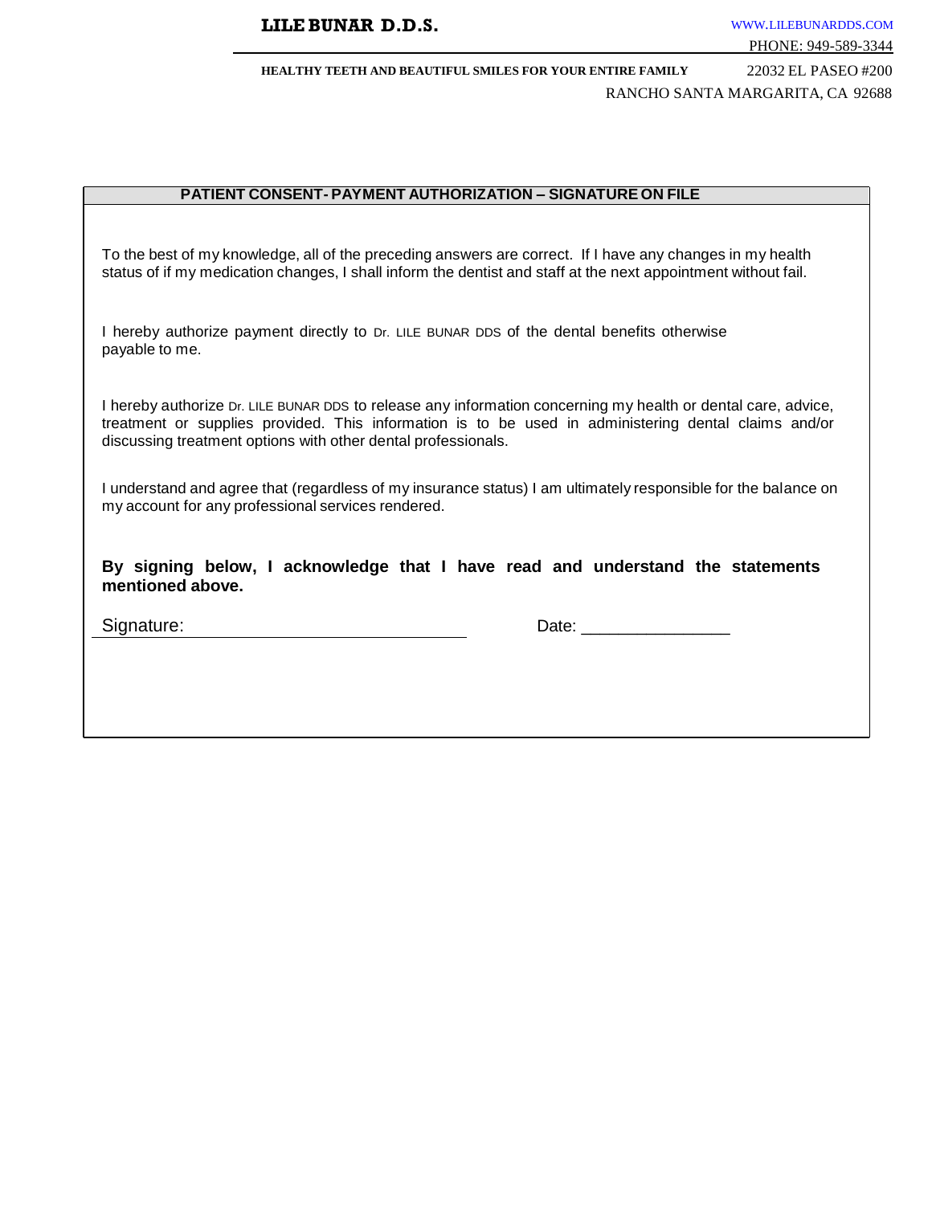**LILE BUNAR D.D.S.**

WWW.LILEBUNARDDS.COM
PHONE: 949-589-3344

**HEALTHY TEETH AND BEAUTIFUL SMILES FOR YOUR ENTIRE FAMILY**

22032 EL PASEO #200
RANCHO SANTA MARGARITA, CA 92688

## PATIENT CONSENT- PAYMENT AUTHORIZATION – SIGNATURE ON FILE

To the best of my knowledge, all of the preceding answers are correct. If I have any changes in my health status of if my medication changes, I shall inform the dentist and staff at the next appointment without fail.

I hereby authorize payment directly to Dr. LILE BUNAR DDS of the dental benefits otherwise payable to me.

I hereby authorize Dr. LILE BUNAR DDS to release any information concerning my health or dental care, advice, treatment or supplies provided. This information is to be used in administering dental claims and/or discussing treatment options with other dental professionals.

I understand and agree that (regardless of my insurance status) I am ultimately responsible for the balance on my account for any professional services rendered.

**By signing below, I acknowledge that I have read and understand the statements mentioned above.**

Signature: ______________________________ Date: _______________